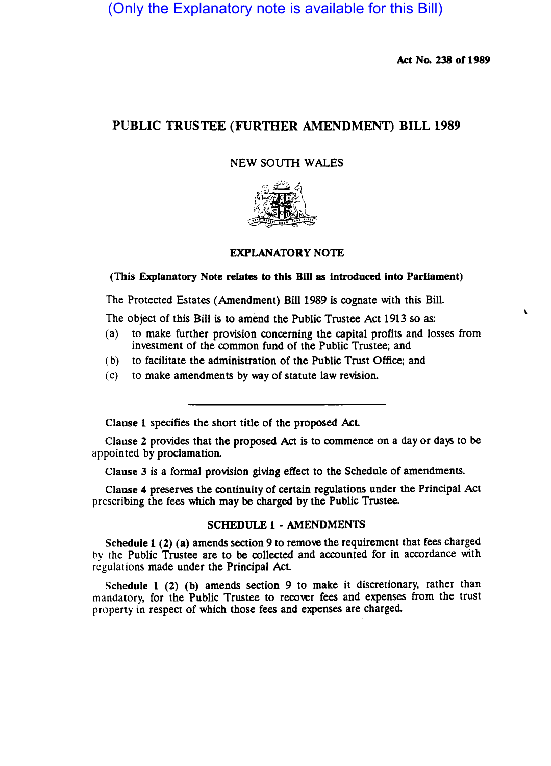(Only the Explanatory note is available for this Bill)

**Act No. 238 of 1989**

# PUBLIC TRUSTEE (FURTHER AMENDMENT) BILL 1989

NEW SOUTH WALES

## EXPLANATORY NOTE

**(This Explanatory Note relates to this Bill as introduced into Parliament)**

The Protected Estates (Amendment) Bill 1989 is cognate with this Bill.

The object of this Bill is to amend the Public Trustee Act 1913 so as:

(a) to make further provision concerning the capital profits and losses from investment of the common fund of the Public Trustee; and

(b) to facilitate the administration of the Public Trust Office; and

(c) to make amendments by way of statute law revision.

---

**Clause 1** specifies the short title of the proposed Act.

**Clause 2** provides that the proposed Act is to commence on a day or days to be appointed by proclamation.

**Clause 3** is a formal provision giving effect to the Schedule of amendments.

**Clause 4** preserves the continuity of certain regulations under the Principal Act prescribing the fees which may be charged by the Public Trustee.

### SCHEDULE 1 - AMENDMENTS

**Schedule 1 (2) (a)** amends section 9 to remove the requirement that fees charged by the Public Trustee are to be collected and accounted for in accordance with regulations made under the Principal Act.

**Schedule 1 (2) (b)** amends section 9 to make it discretionary, rather than mandatory, for the Public Trustee to recover fees and expenses from the trust property in respect of which those fees and expenses are charged.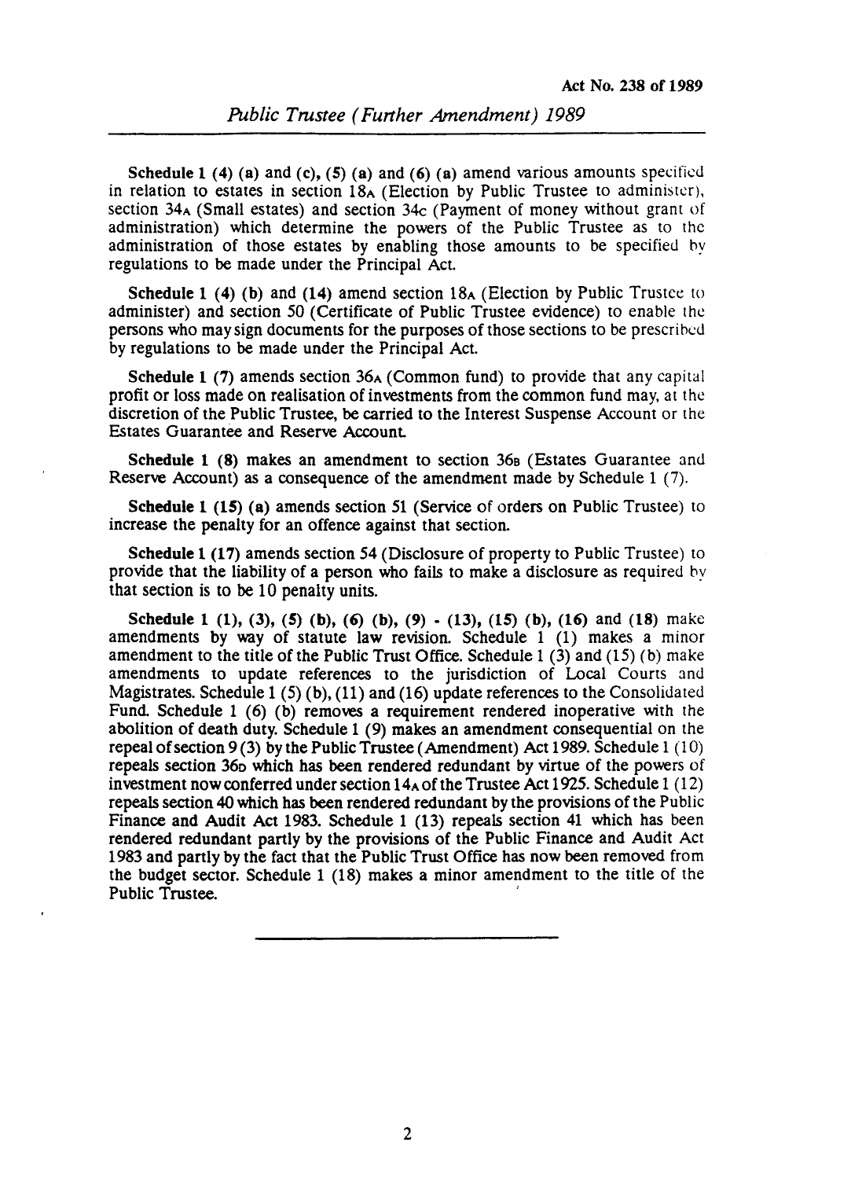**Schedule 1 (4) (a)** and **(c), (5) (a)** and **(6) (a)** amend various amounts specified in relation to estates in section 18A (Election by Public Trustee to administer), section 34A (Small estates) and section 34C (Payment of money without grant of administration) which determine the powers of the Public Trustee as to the administration of those estates by enabling those amounts to be specified by regulations to be made under the Principal Act.

**Schedule 1 (4) (b)** and **(14)** amend section 18A (Election by Public Trustee to administer) and section 50 (Certificate of Public Trustee evidence) to enable the persons who may sign documents for the purposes of those sections to be prescribed by regulations to be made under the Principal Act.

**Schedule 1 (7)** amends section 36A (Common fund) to provide that any capital profit or loss made on realisation of investments from the common fund may, at the discretion of the Public Trustee, be carried to the Interest Suspense Account or the Estates Guarantee and Reserve Account.

**Schedule 1 (8)** makes an amendment to section 36B (Estates Guarantee and Reserve Account) as a consequence of the amendment made by Schedule 1 (7).

**Schedule 1 (15) (a)** amends section 51 (Service of orders on Public Trustee) to increase the penalty for an offence against that section.

**Schedule 1 (17)** amends section 54 (Disclosure of property to Public Trustee) to provide that the liability of a person who fails to make a disclosure as required by that section is to be 10 penalty units.

**Schedule 1 (1), (3), (5) (b), (6) (b), (9) - (13), (15) (b), (16)** and **(18)** make amendments by way of statute law revision. Schedule 1 (1) makes a minor amendment to the title of the Public Trust Office. Schedule 1 (3) and (15) (b) make amendments to update references to the jurisdiction of Local Courts and Magistrates. Schedule 1 (5) (b), (11) and (16) update references to the Consolidated Fund. Schedule 1 (6) (b) removes a requirement rendered inoperative with the abolition of death duty. Schedule 1 (9) makes an amendment consequential on the repeal of section 9 (3) by the Public Trustee (Amendment) Act 1989. Schedule 1 (10) repeals section 36D which has been rendered redundant by virtue of the powers of investment now conferred under section 14A of the Trustee Act 1925. Schedule 1 (12) repeals section 40 which has been rendered redundant by the provisions of the Public Finance and Audit Act 1983. Schedule 1 (13) repeals section 41 which has been rendered redundant partly by the provisions of the Public Finance and Audit Act 1983 and partly by the fact that the Public Trust Office has now been removed from the budget sector. Schedule 1 (18) makes a minor amendment to the title of the Public Trustee.